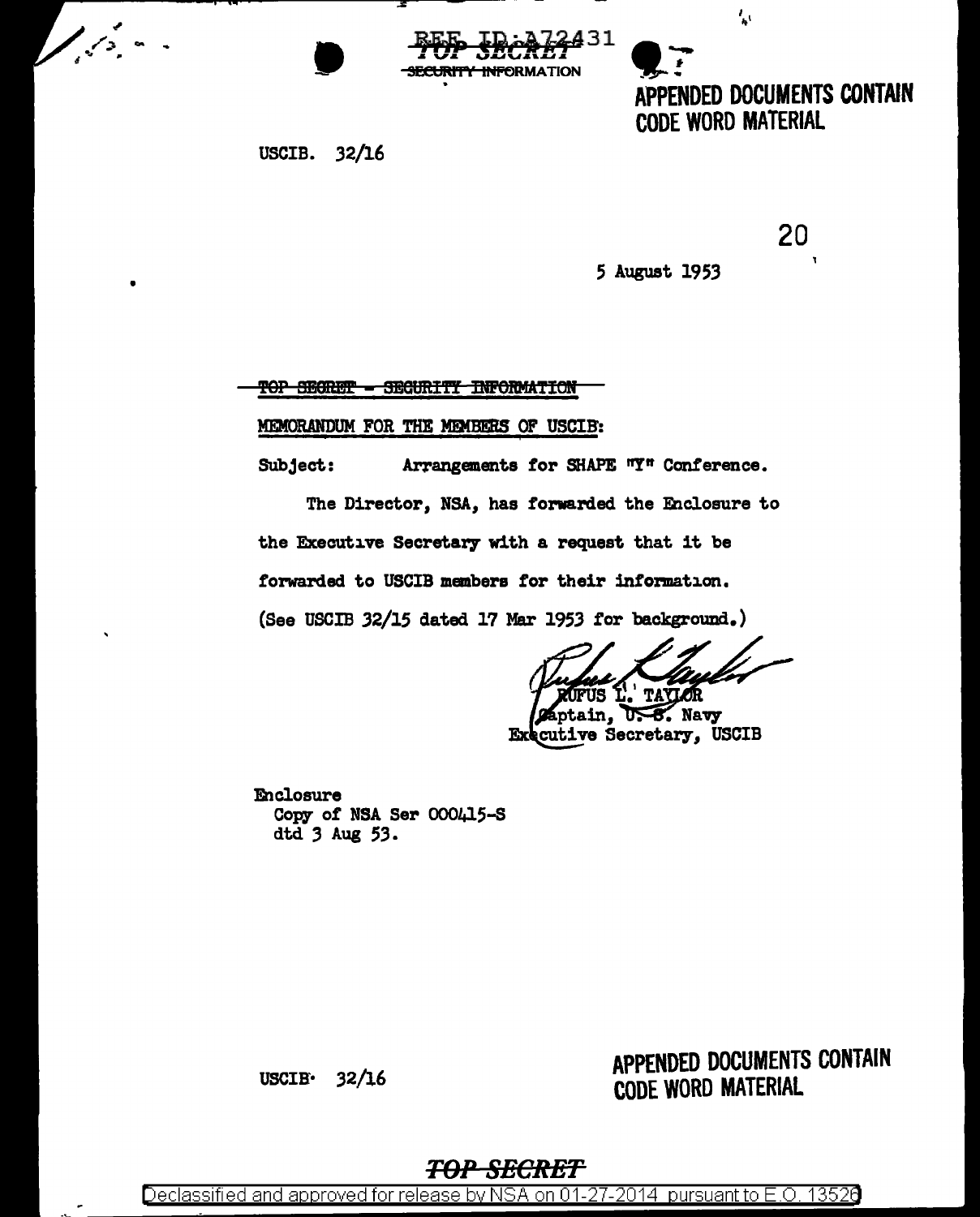REF ID:A72431

~~TOP SECRET~~

~~SECURITY INFORMATION~~

APPENDED DOCUMENTS CONTAIN CODE WORD MATERIAL

USCIB. 32/16

20

5 August 1953

~~TOP SECRET - SECURITY INFORMATION~~

MEMORANDUM FOR THE MEMBERS OF USCIB:

Subject: Arrangements for SHAPE "Y" Conference.

The Director, NSA, has forwarded the Enclosure to the Executive Secretary with a request that it be forwarded to USCIB members for their information. (See USCIB 32/15 dated 17 Mar 1953 for background.)

RUFUS L. TAYLOR
Captain, U. S. Navy
Executive Secretary, USCIB

Enclosure
Copy of NSA Ser 000415-S
dtd 3 Aug 53.

USCIB 32/16

APPENDED DOCUMENTS CONTAIN CODE WORD MATERIAL

~~TOP SECRET~~

Declassified and approved for release by NSA on 01-27-2014 pursuant to E.O. 13526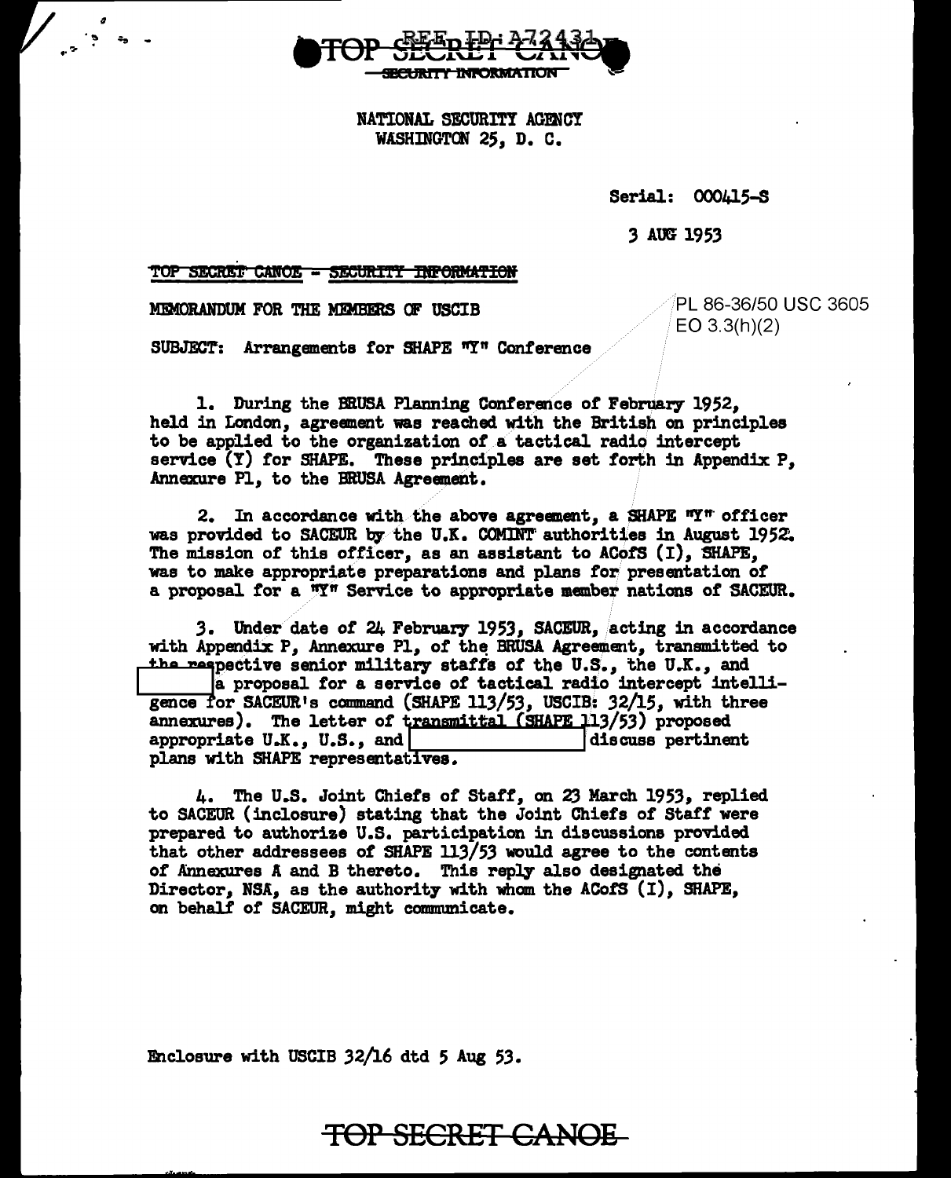TOP SECRET CANOE - SECURITY INFORMATION

NATIONAL SECURITY AGENCY
WASHINGTON 25, D. C.

Serial: 000415-S

3 AUG 1953

TOP SECRET CANOE - SECURITY INFORMATION

MEMORANDUM FOR THE MEMBERS OF USCIB

PL 86-36/50 USC 3605
EO 3.3(h)(2)

SUBJECT: Arrangements for SHAPE "Y" Conference

1. During the BRUSA Planning Conference of February 1952, held in London, agreement was reached with the British on principles to be applied to the organization of a tactical radio intercept service (Y) for SHAPE. These principles are set forth in Appendix P, Annexure P1, to the BRUSA Agreement.

2. In accordance with the above agreement, a SHAPE "Y" officer was provided to SACEUR by the U.K. COMINT authorities in August 1952. The mission of this officer, as an assistant to ACofS (I), SHAPE, was to make appropriate preparations and plans for presentation of a proposal for a "Y" Service to appropriate member nations of SACEUR.

3. Under date of 24 February 1953, SACEUR, acting in accordance with Appendix P, Annexure P1, of the BRUSA Agreement, transmitted to the respective senior military staffs of the U.S., the U.K., and [REDACTED] a proposal for a service of tactical radio intercept intelligence for SACEUR's command (SHAPE 113/53, USCIB: 32/15, with three annexures). The letter of transmittal (SHAPE 113/53) proposed appropriate U.K., U.S., and [REDACTED] discuss pertinent plans with SHAPE representatives.

4. The U.S. Joint Chiefs of Staff, on 23 March 1953, replied to SACEUR (inclosure) stating that the Joint Chiefs of Staff were prepared to authorize U.S. participation in discussions provided that other addressees of SHAPE 113/53 would agree to the contents of Annexures A and B thereto. This reply also designated the Director, NSA, as the authority with whom the ACofS (I), SHAPE, on behalf of SACEUR, might communicate.

Enclosure with USCIB 32/16 dtd 5 Aug 53.

TOP SECRET CANOE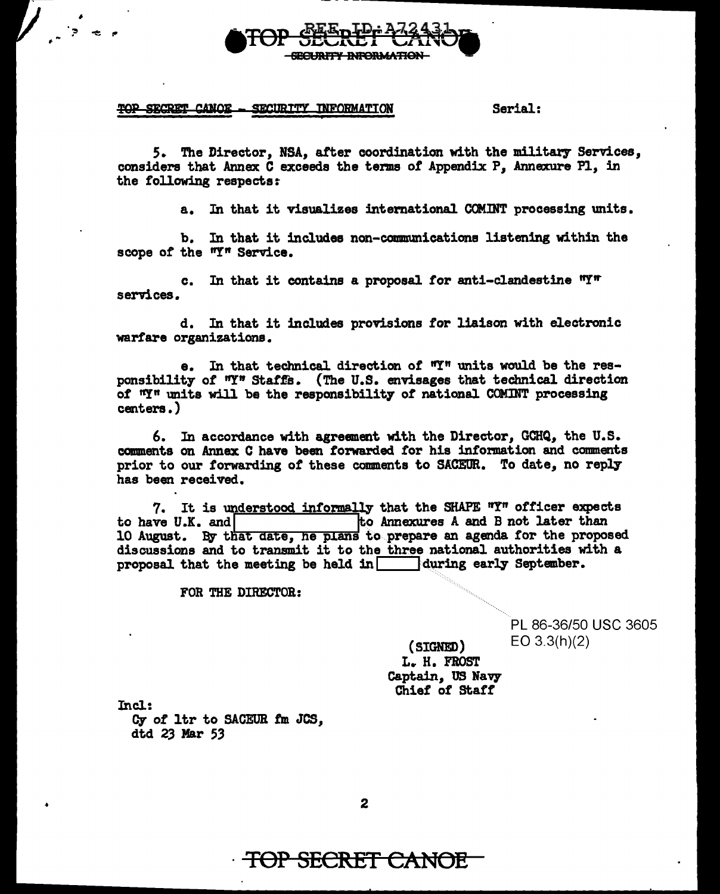TOP SECRET CANOE - SECURITY INFORMATION Serial:

5. The Director, NSA, after coordination with the military Services, considers that Annex C exceeds the terms of Appendix P, Annexure P1, in the following respects:

a. In that it visualizes international COMINT processing units.

b. In that it includes non-communications listening within the scope of the "Y" Service.

c. In that it contains a proposal for anti-clandestine "Y" services.

d. In that it includes provisions for liaison with electronic warfare organizations.

e. In that technical direction of "Y" units would be the responsibility of "Y" Staffs. (The U.S. envisages that technical direction of "Y" units will be the responsibility of national COMINT processing centers.)

6. In accordance with agreement with the Director, GCHQ, the U.S. comments on Annex C have been forwarded for his information and comments prior to our forwarding of these comments to SACEUR. To date, no reply has been received.

7. It is understood informally that the SHAPE "Y" officer expects to have U.K. and [ ] to Annexures A and B not later than 10 August. By that date, he plans to prepare an agenda for the proposed discussions and to transmit it to the three national authorities with a proposal that the meeting be held in [ ] during early September.

FOR THE DIRECTOR:

PL 86-36/50 USC 3605
EO 3.3(h)(2)

(SIGNED)
L. H. FROST
Captain, US Navy
Chief of Staff

Incl:
Cy of ltr to SACEUR fm JCS, dtd 23 Mar 53

TOP SECRET CANOE